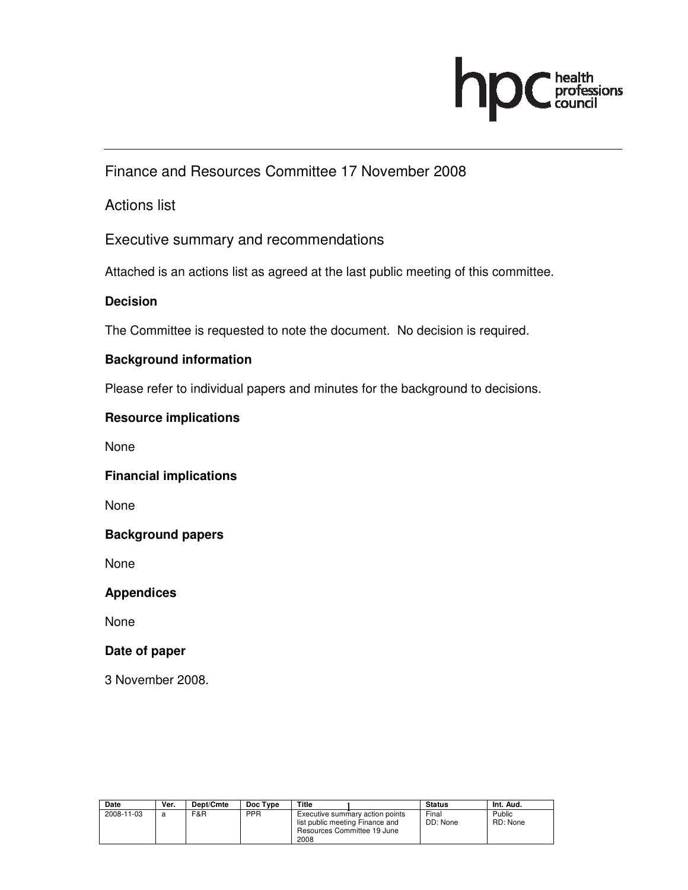Finance and Resources Committee 17 November 2008

Actions list

Executive summary and recommendations

Attached is an actions list as agreed at the last public meeting of this committee.

**Decision**

The Committee is requested to note the document. No decision is required.

**Background information**

Please refer to individual papers and minutes for the background to decisions.

**Resource implications**

None

**Financial implications**

None

**Background papers**

None

**Appendices**

None

**Date of paper**

3 November 2008.

| Date | Ver. | Dept/Cmte | Doc Type | Title | Status | Int. Aud. |
|---|---|---|---|---|---|---|
| 2008-11-03 | a | F&R | PPR | Executive summary action points list public meeting Finance and Resources Committee 19 June 2008 | Final DD: None | Public RD: None |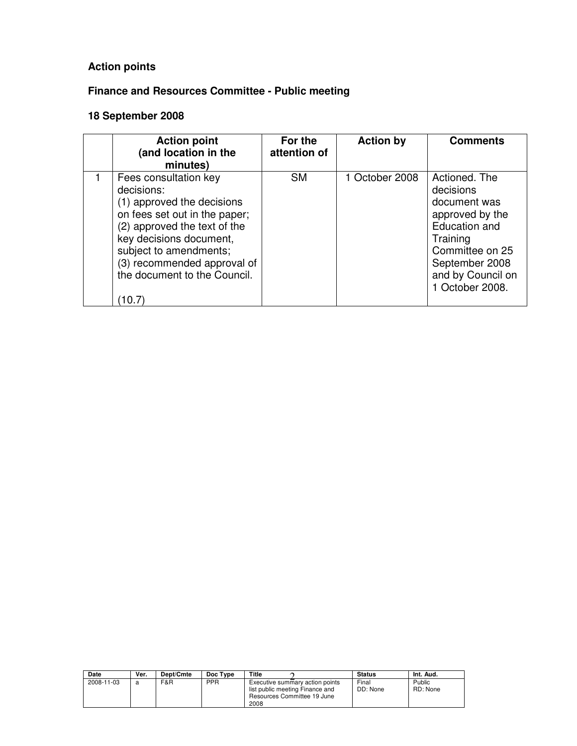**Action points**

**Finance and Resources Committee - Public meeting**

**18 September 2008**

| | Action point (and location in the minutes) | For the attention of | Action by | Comments |
|---|---|---|---|---|
| 1 | Fees consultation key decisions:<br>(1) approved the decisions on fees set out in the paper;<br>(2) approved the text of the key decisions document, subject to amendments;<br>(3) recommended approval of the document to the Council.<br><br>(10.7) | SM | 1 October 2008 | Actioned. The decisions document was approved by the Education and Training Committee on 25 September 2008 and by Council on 1 October 2008. |

| Date | Ver. | Dept/Cmte | Doc Type | Title | Status | Int. Aud. |
|---|---|---|---|---|---|---|
| 2008-11-03 | a | F&R | PPR | Executive summary action points list public meeting Finance and Resources Committee 19 June 2008 | Final<br>DD: None | Public<br>RD: None |